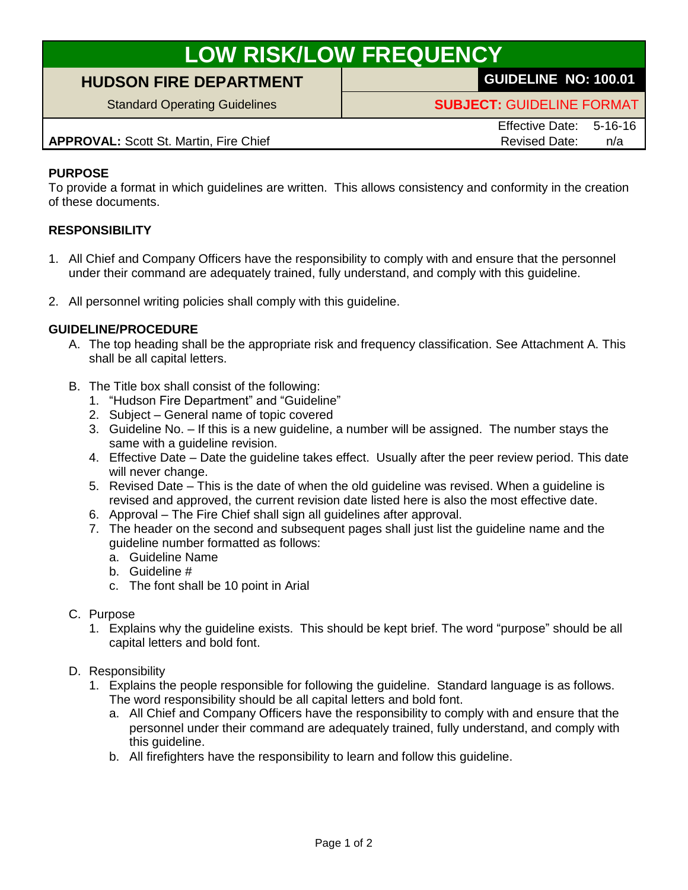# LOW RISK/LOW FREQUENCY

| HUDSON FIRE DEPARTMENT | GUIDELINE NO: 100.01 |
| --- | --- |
| Standard Operating Guidelines | **SUBJECT:** GUIDELINE FORMAT |
| **APPROVAL:** Scott St. Martin, Fire Chief | Effective Date: 5-16-16<br>Revised Date: n/a |

**PURPOSE**

To provide a format in which guidelines are written. This allows consistency and conformity in the creation of these documents.

**RESPONSIBILITY**

1. All Chief and Company Officers have the responsibility to comply with and ensure that the personnel under their command are adequately trained, fully understand, and comply with this guideline.

2. All personnel writing policies shall comply with this guideline.

**GUIDELINE/PROCEDURE**

A. The top heading shall be the appropriate risk and frequency classification. See Attachment A. This shall be all capital letters.

B. The Title box shall consist of the following:
   1. "Hudson Fire Department" and "Guideline"
   2. Subject – General name of topic covered
   3. Guideline No. – If this is a new guideline, a number will be assigned. The number stays the same with a guideline revision.
   4. Effective Date – Date the guideline takes effect. Usually after the peer review period. This date will never change.
   5. Revised Date – This is the date of when the old guideline was revised. When a guideline is revised and approved, the current revision date listed here is also the most effective date.
   6. Approval – The Fire Chief shall sign all guidelines after approval.
   7. The header on the second and subsequent pages shall just list the guideline name and the guideline number formatted as follows:
      a. Guideline Name
      b. Guideline #
      c. The font shall be 10 point in Arial

C. Purpose
   1. Explains why the guideline exists. This should be kept brief. The word "purpose" should be all capital letters and bold font.

D. Responsibility
   1. Explains the people responsible for following the guideline. Standard language is as follows. The word responsibility should be all capital letters and bold font.
      a. All Chief and Company Officers have the responsibility to comply with and ensure that the personnel under their command are adequately trained, fully understand, and comply with this guideline.
      b. All firefighters have the responsibility to learn and follow this guideline.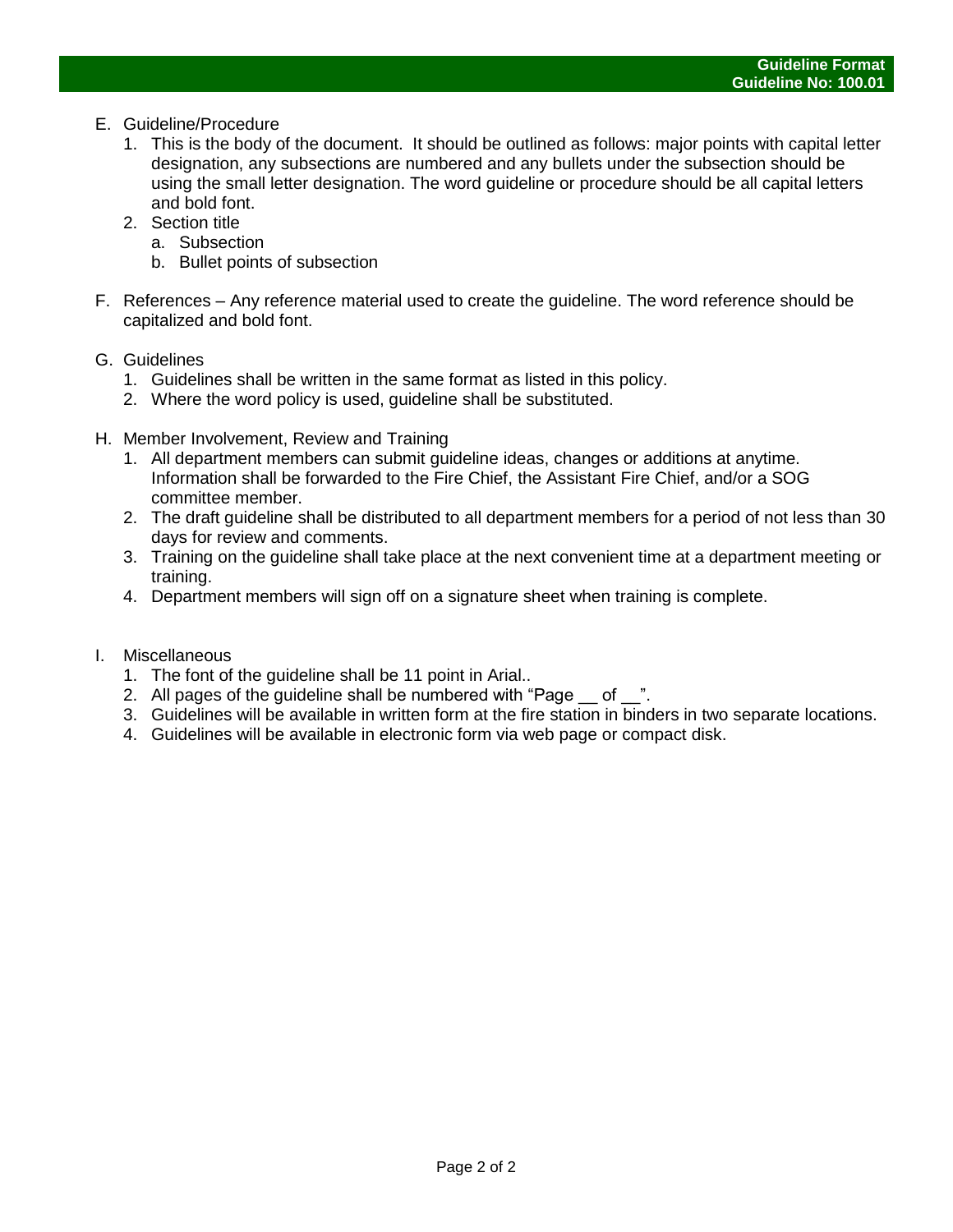E. Guideline/Procedure
   1. This is the body of the document.  It should be outlined as follows: major points with capital letter designation, any subsections are numbered and any bullets under the subsection should be using the small letter designation. The word guideline or procedure should be all capital letters and bold font.
   2. Section title
      a. Subsection
      b. Bullet points of subsection

F. References – Any reference material used to create the guideline. The word reference should be capitalized and bold font.

G. Guidelines
   1. Guidelines shall be written in the same format as listed in this policy.
   2. Where the word policy is used, guideline shall be substituted.

H. Member Involvement, Review and Training
   1. All department members can submit guideline ideas, changes or additions at anytime. Information shall be forwarded to the Fire Chief, the Assistant Fire Chief, and/or a SOG committee member.
   2. The draft guideline shall be distributed to all department members for a period of not less than 30 days for review and comments.
   3. Training on the guideline shall take place at the next convenient time at a department meeting or training.
   4. Department members will sign off on a signature sheet when training is complete.

I. Miscellaneous
   1. The font of the guideline shall be 11 point in Arial..
   2. All pages of the guideline shall be numbered with "Page __ of __".
   3. Guidelines will be available in written form at the fire station in binders in two separate locations.
   4. Guidelines will be available in electronic form via web page or compact disk.